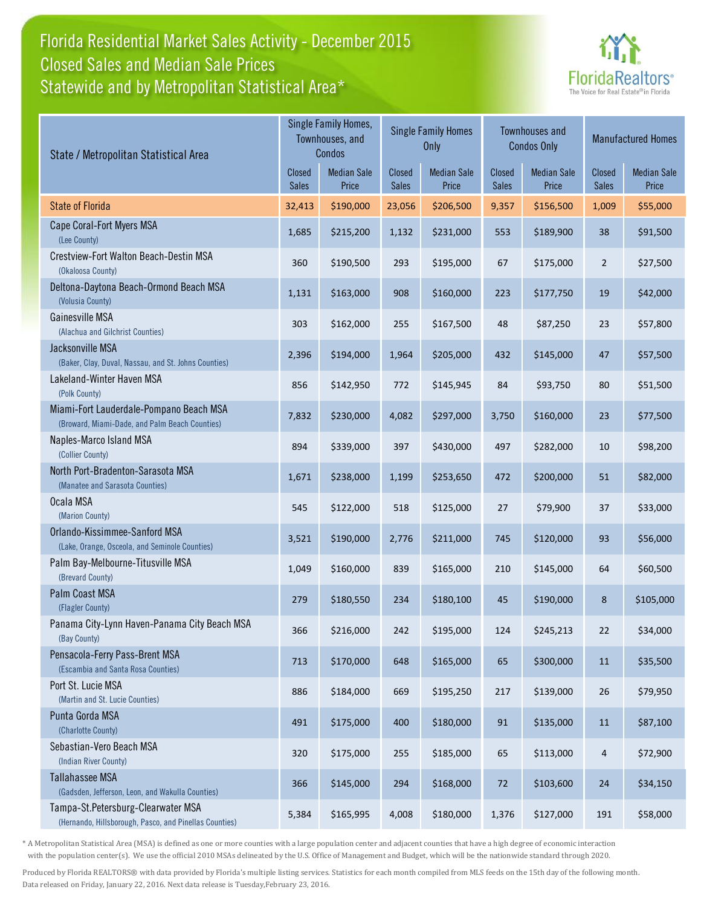# Florida Residential Market Sales Activity - December 2015
## Closed Sales and Median Sale Prices
## Statewide and by Metropolitan Statistical Area*

FloridaRealtors® The Voice for Real Estate® in Florida

| State / Metropolitan Statistical Area | Single Family Homes, Townhouses, and Condos | | Single Family Homes Only | | Townhouses and Condos Only | | Manufactured Homes | |
|---|---|---|---|---|---|---|---|---|
| | Closed Sales | Median Sale Price | Closed Sales | Median Sale Price | Closed Sales | Median Sale Price | Closed Sales | Median Sale Price |
| State of Florida | 32,413 | $190,000 | 23,056 | $206,500 | 9,357 | $156,500 | 1,009 | $55,000 |
| Cape Coral-Fort Myers MSA (Lee County) | 1,685 | $215,200 | 1,132 | $231,000 | 553 | $189,900 | 38 | $91,500 |
| Crestview-Fort Walton Beach-Destin MSA (Okaloosa County) | 360 | $190,500 | 293 | $195,000 | 67 | $175,000 | 2 | $27,500 |
| Deltona-Daytona Beach-Ormond Beach MSA (Volusia County) | 1,131 | $163,000 | 908 | $160,000 | 223 | $177,750 | 19 | $42,000 |
| Gainesville MSA (Alachua and Gilchrist Counties) | 303 | $162,000 | 255 | $167,500 | 48 | $87,250 | 23 | $57,800 |
| Jacksonville MSA (Baker, Clay, Duval, Nassau, and St. Johns Counties) | 2,396 | $194,000 | 1,964 | $205,000 | 432 | $145,000 | 47 | $57,500 |
| Lakeland-Winter Haven MSA (Polk County) | 856 | $142,950 | 772 | $145,945 | 84 | $93,750 | 80 | $51,500 |
| Miami-Fort Lauderdale-Pompano Beach MSA (Broward, Miami-Dade, and Palm Beach Counties) | 7,832 | $230,000 | 4,082 | $297,000 | 3,750 | $160,000 | 23 | $77,500 |
| Naples-Marco Island MSA (Collier County) | 894 | $339,000 | 397 | $430,000 | 497 | $282,000 | 10 | $98,200 |
| North Port-Bradenton-Sarasota MSA (Manatee and Sarasota Counties) | 1,671 | $238,000 | 1,199 | $253,650 | 472 | $200,000 | 51 | $82,000 |
| Ocala MSA (Marion County) | 545 | $122,000 | 518 | $125,000 | 27 | $79,900 | 37 | $33,000 |
| Orlando-Kissimmee-Sanford MSA (Lake, Orange, Osceola, and Seminole Counties) | 3,521 | $190,000 | 2,776 | $211,000 | 745 | $120,000 | 93 | $56,000 |
| Palm Bay-Melbourne-Titusville MSA (Brevard County) | 1,049 | $160,000 | 839 | $165,000 | 210 | $145,000 | 64 | $60,500 |
| Palm Coast MSA (Flagler County) | 279 | $180,550 | 234 | $180,100 | 45 | $190,000 | 8 | $105,000 |
| Panama City-Lynn Haven-Panama City Beach MSA (Bay County) | 366 | $216,000 | 242 | $195,000 | 124 | $245,213 | 22 | $34,000 |
| Pensacola-Ferry Pass-Brent MSA (Escambia and Santa Rosa Counties) | 713 | $170,000 | 648 | $165,000 | 65 | $300,000 | 11 | $35,500 |
| Port St. Lucie MSA (Martin and St. Lucie Counties) | 886 | $184,000 | 669 | $195,250 | 217 | $139,000 | 26 | $79,950 |
| Punta Gorda MSA (Charlotte County) | 491 | $175,000 | 400 | $180,000 | 91 | $135,000 | 11 | $87,100 |
| Sebastian-Vero Beach MSA (Indian River County) | 320 | $175,000 | 255 | $185,000 | 65 | $113,000 | 4 | $72,900 |
| Tallahassee MSA (Gadsden, Jefferson, Leon, and Wakulla Counties) | 366 | $145,000 | 294 | $168,000 | 72 | $103,600 | 24 | $34,150 |
| Tampa-St.Petersburg-Clearwater MSA (Hernando, Hillsborough, Pasco, and Pinellas Counties) | 5,384 | $165,995 | 4,008 | $180,000 | 1,376 | $127,000 | 191 | $58,000 |

* A Metropolitan Statistical Area (MSA) is defined as one or more counties with a large population center and adjacent counties that have a high degree of economic interaction with the population center(s). We use the official 2010 MSAs delineated by the U.S. Office of Management and Budget, which will be the nationwide standard through 2020.

Produced by Florida REALTORS® with data provided by Florida's multiple listing services. Statistics for each month compiled from MLS feeds on the 15th day of the following month. Data released on Friday, January 22, 2016. Next data release is Tuesday,February 23, 2016.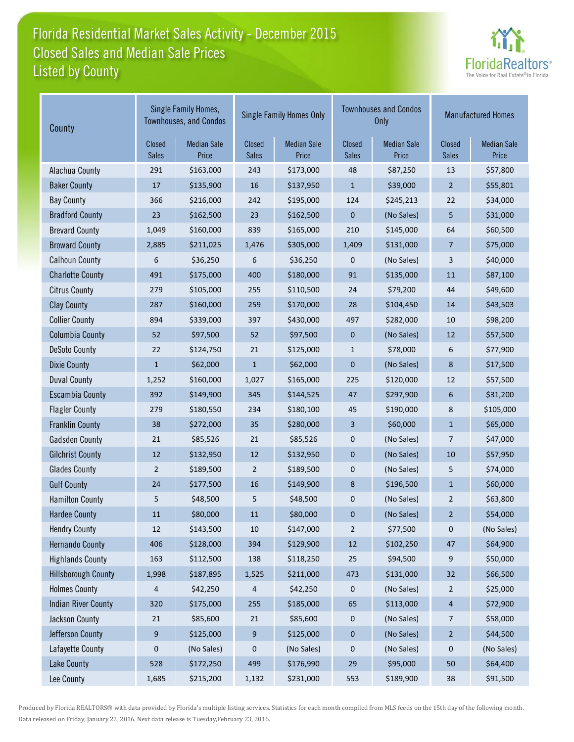# Florida Residential Market Sales Activity - December 2015
## Closed Sales and Median Sale Prices
## Listed by County

| County | Single Family Homes, Townhouses, and Condos | | Single Family Homes Only | | Townhouses and Condos Only | | Manufactured Homes | |
|---|---|---|---|---|---|---|---|---|
| | Closed Sales | Median Sale Price | Closed Sales | Median Sale Price | Closed Sales | Median Sale Price | Closed Sales | Median Sale Price |
| Alachua County | 291 | $163,000 | 243 | $173,000 | 48 | $87,250 | 13 | $57,800 |
| Baker County | 17 | $135,900 | 16 | $137,950 | 1 | $39,000 | 2 | $55,801 |
| Bay County | 366 | $216,000 | 242 | $195,000 | 124 | $245,213 | 22 | $34,000 |
| Bradford County | 23 | $162,500 | 23 | $162,500 | 0 | (No Sales) | 5 | $31,000 |
| Brevard County | 1,049 | $160,000 | 839 | $165,000 | 210 | $145,000 | 64 | $60,500 |
| Broward County | 2,885 | $211,025 | 1,476 | $305,000 | 1,409 | $131,000 | 7 | $75,000 |
| Calhoun County | 6 | $36,250 | 6 | $36,250 | 0 | (No Sales) | 3 | $40,000 |
| Charlotte County | 491 | $175,000 | 400 | $180,000 | 91 | $135,000 | 11 | $87,100 |
| Citrus County | 279 | $105,000 | 255 | $110,500 | 24 | $79,200 | 44 | $49,600 |
| Clay County | 287 | $160,000 | 259 | $170,000 | 28 | $104,450 | 14 | $43,503 |
| Collier County | 894 | $339,000 | 397 | $430,000 | 497 | $282,000 | 10 | $98,200 |
| Columbia County | 52 | $97,500 | 52 | $97,500 | 0 | (No Sales) | 12 | $57,500 |
| DeSoto County | 22 | $124,750 | 21 | $125,000 | 1 | $78,000 | 6 | $77,900 |
| Dixie County | 1 | $62,000 | 1 | $62,000 | 0 | (No Sales) | 8 | $17,500 |
| Duval County | 1,252 | $160,000 | 1,027 | $165,000 | 225 | $120,000 | 12 | $57,500 |
| Escambia County | 392 | $149,900 | 345 | $144,525 | 47 | $297,900 | 6 | $31,200 |
| Flagler County | 279 | $180,550 | 234 | $180,100 | 45 | $190,000 | 8 | $105,000 |
| Franklin County | 38 | $272,000 | 35 | $280,000 | 3 | $60,000 | 1 | $65,000 |
| Gadsden County | 21 | $85,526 | 21 | $85,526 | 0 | (No Sales) | 7 | $47,000 |
| Gilchrist County | 12 | $132,950 | 12 | $132,950 | 0 | (No Sales) | 10 | $57,950 |
| Glades County | 2 | $189,500 | 2 | $189,500 | 0 | (No Sales) | 5 | $74,000 |
| Gulf County | 24 | $177,500 | 16 | $149,900 | 8 | $196,500 | 1 | $60,000 |
| Hamilton County | 5 | $48,500 | 5 | $48,500 | 0 | (No Sales) | 2 | $63,800 |
| Hardee County | 11 | $80,000 | 11 | $80,000 | 0 | (No Sales) | 2 | $54,000 |
| Hendry County | 12 | $143,500 | 10 | $147,000 | 2 | $77,500 | 0 | (No Sales) |
| Hernando County | 406 | $128,000 | 394 | $129,900 | 12 | $102,250 | 47 | $64,900 |
| Highlands County | 163 | $112,500 | 138 | $118,250 | 25 | $94,500 | 9 | $50,000 |
| Hillsborough County | 1,998 | $187,895 | 1,525 | $211,000 | 473 | $131,000 | 32 | $66,500 |
| Holmes County | 4 | $42,250 | 4 | $42,250 | 0 | (No Sales) | 2 | $25,000 |
| Indian River County | 320 | $175,000 | 255 | $185,000 | 65 | $113,000 | 4 | $72,900 |
| Jackson County | 21 | $85,600 | 21 | $85,600 | 0 | (No Sales) | 7 | $58,000 |
| Jefferson County | 9 | $125,000 | 9 | $125,000 | 0 | (No Sales) | 2 | $44,500 |
| Lafayette County | 0 | (No Sales) | 0 | (No Sales) | 0 | (No Sales) | 0 | (No Sales) |
| Lake County | 528 | $172,250 | 499 | $176,990 | 29 | $95,000 | 50 | $64,400 |
| Lee County | 1,685 | $215,200 | 1,132 | $231,000 | 553 | $189,900 | 38 | $91,500 |

Produced by Florida REALTORS® with data provided by Florida's multiple listing services. Statistics for each month compiled from MLS feeds on the 15th day of the following month. Data released on Friday, January 22, 2016. Next data release is Tuesday,February 23, 2016.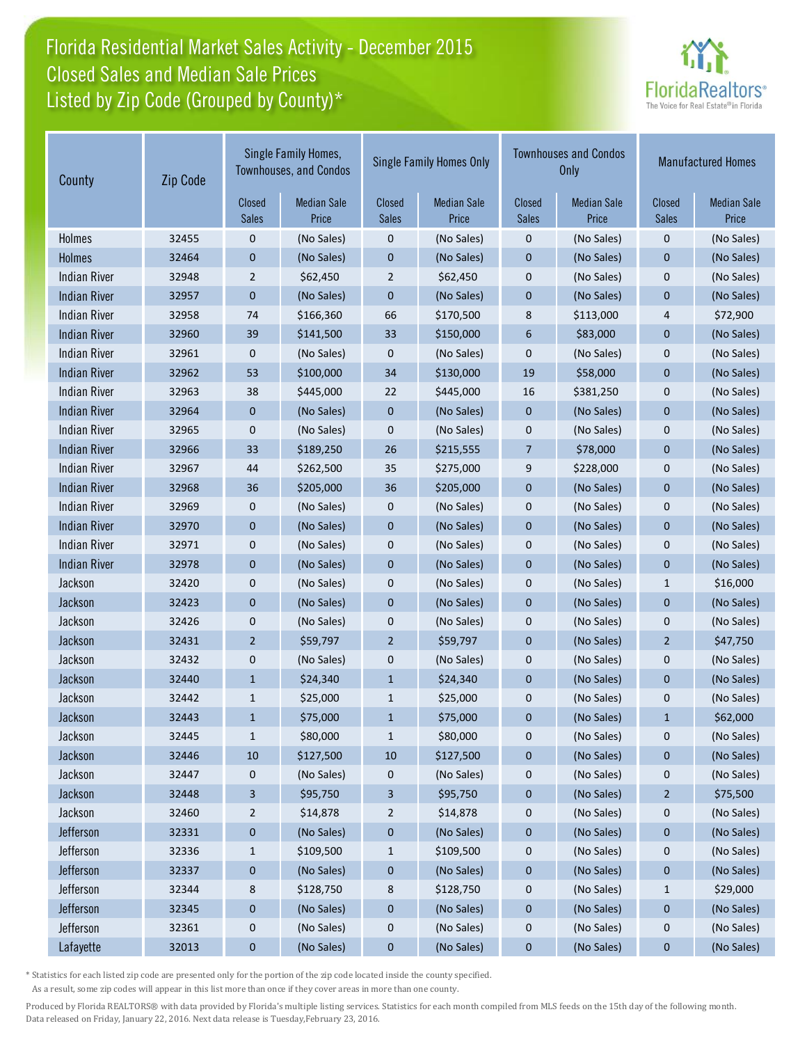# Florida Residential Market Sales Activity - December 2015
## Closed Sales and Median Sale Prices
## Listed by Zip Code (Grouped by County)*

| County | Zip Code | Single Family Homes, Townhouses, and Condos | | Single Family Homes Only | | Townhouses and Condos Only | | Manufactured Homes | |
|---|---|---|---|---|---|---|---|---|---|
| | | Closed Sales | Median Sale Price | Closed Sales | Median Sale Price | Closed Sales | Median Sale Price | Closed Sales | Median Sale Price |
| Holmes | 32455 | 0 | (No Sales) | 0 | (No Sales) | 0 | (No Sales) | 0 | (No Sales) |
| Holmes | 32464 | 0 | (No Sales) | 0 | (No Sales) | 0 | (No Sales) | 0 | (No Sales) |
| Indian River | 32948 | 2 | $62,450 | 2 | $62,450 | 0 | (No Sales) | 0 | (No Sales) |
| Indian River | 32957 | 0 | (No Sales) | 0 | (No Sales) | 0 | (No Sales) | 0 | (No Sales) |
| Indian River | 32958 | 74 | $166,360 | 66 | $170,500 | 8 | $113,000 | 4 | $72,900 |
| Indian River | 32960 | 39 | $141,500 | 33 | $150,000 | 6 | $83,000 | 0 | (No Sales) |
| Indian River | 32961 | 0 | (No Sales) | 0 | (No Sales) | 0 | (No Sales) | 0 | (No Sales) |
| Indian River | 32962 | 53 | $100,000 | 34 | $130,000 | 19 | $58,000 | 0 | (No Sales) |
| Indian River | 32963 | 38 | $445,000 | 22 | $445,000 | 16 | $381,250 | 0 | (No Sales) |
| Indian River | 32964 | 0 | (No Sales) | 0 | (No Sales) | 0 | (No Sales) | 0 | (No Sales) |
| Indian River | 32965 | 0 | (No Sales) | 0 | (No Sales) | 0 | (No Sales) | 0 | (No Sales) |
| Indian River | 32966 | 33 | $189,250 | 26 | $215,555 | 7 | $78,000 | 0 | (No Sales) |
| Indian River | 32967 | 44 | $262,500 | 35 | $275,000 | 9 | $228,000 | 0 | (No Sales) |
| Indian River | 32968 | 36 | $205,000 | 36 | $205,000 | 0 | (No Sales) | 0 | (No Sales) |
| Indian River | 32969 | 0 | (No Sales) | 0 | (No Sales) | 0 | (No Sales) | 0 | (No Sales) |
| Indian River | 32970 | 0 | (No Sales) | 0 | (No Sales) | 0 | (No Sales) | 0 | (No Sales) |
| Indian River | 32971 | 0 | (No Sales) | 0 | (No Sales) | 0 | (No Sales) | 0 | (No Sales) |
| Indian River | 32978 | 0 | (No Sales) | 0 | (No Sales) | 0 | (No Sales) | 0 | (No Sales) |
| Jackson | 32420 | 0 | (No Sales) | 0 | (No Sales) | 0 | (No Sales) | 1 | $16,000 |
| Jackson | 32423 | 0 | (No Sales) | 0 | (No Sales) | 0 | (No Sales) | 0 | (No Sales) |
| Jackson | 32426 | 0 | (No Sales) | 0 | (No Sales) | 0 | (No Sales) | 0 | (No Sales) |
| Jackson | 32431 | 2 | $59,797 | 2 | $59,797 | 0 | (No Sales) | 2 | $47,750 |
| Jackson | 32432 | 0 | (No Sales) | 0 | (No Sales) | 0 | (No Sales) | 0 | (No Sales) |
| Jackson | 32440 | 1 | $24,340 | 1 | $24,340 | 0 | (No Sales) | 0 | (No Sales) |
| Jackson | 32442 | 1 | $25,000 | 1 | $25,000 | 0 | (No Sales) | 0 | (No Sales) |
| Jackson | 32443 | 1 | $75,000 | 1 | $75,000 | 0 | (No Sales) | 1 | $62,000 |
| Jackson | 32445 | 1 | $80,000 | 1 | $80,000 | 0 | (No Sales) | 0 | (No Sales) |
| Jackson | 32446 | 10 | $127,500 | 10 | $127,500 | 0 | (No Sales) | 0 | (No Sales) |
| Jackson | 32447 | 0 | (No Sales) | 0 | (No Sales) | 0 | (No Sales) | 0 | (No Sales) |
| Jackson | 32448 | 3 | $95,750 | 3 | $95,750 | 0 | (No Sales) | 2 | $75,500 |
| Jackson | 32460 | 2 | $14,878 | 2 | $14,878 | 0 | (No Sales) | 0 | (No Sales) |
| Jefferson | 32331 | 0 | (No Sales) | 0 | (No Sales) | 0 | (No Sales) | 0 | (No Sales) |
| Jefferson | 32336 | 1 | $109,500 | 1 | $109,500 | 0 | (No Sales) | 0 | (No Sales) |
| Jefferson | 32337 | 0 | (No Sales) | 0 | (No Sales) | 0 | (No Sales) | 0 | (No Sales) |
| Jefferson | 32344 | 8 | $128,750 | 8 | $128,750 | 0 | (No Sales) | 1 | $29,000 |
| Jefferson | 32345 | 0 | (No Sales) | 0 | (No Sales) | 0 | (No Sales) | 0 | (No Sales) |
| Jefferson | 32361 | 0 | (No Sales) | 0 | (No Sales) | 0 | (No Sales) | 0 | (No Sales) |
| Lafayette | 32013 | 0 | (No Sales) | 0 | (No Sales) | 0 | (No Sales) | 0 | (No Sales) |

* Statistics for each listed zip code are presented only for the portion of the zip code located inside the county specified. As a result, some zip codes will appear in this list more than once if they cover areas in more than one county.

Produced by Florida REALTORS® with data provided by Florida's multiple listing services. Statistics for each month compiled from MLS feeds on the 15th day of the following month. Data released on Friday, January 22, 2016. Next data release is Tuesday,February 23, 2016.